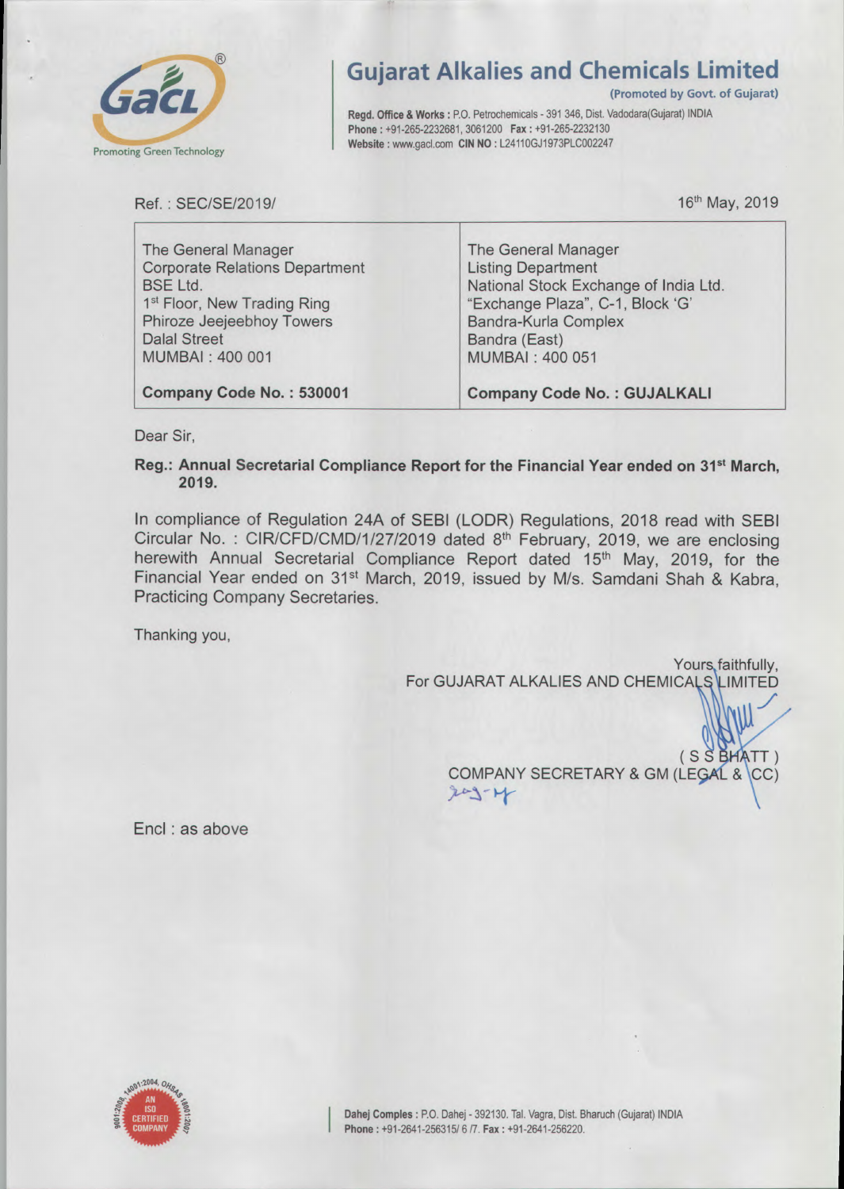# Gujarat Alkalies and Chemicals Limited

**(Promoted by Govt. of Gujarat)**

**Regd. Office & Works :** P.O. Petrochemicals - 391 346, Dist. Vadodara(Gujarat) INDIA
**Phone :** +91-265-2232681, 3061200 **Fax :** +91-265-2232130
**Website :** www.gacl.com **CIN NO :** L24110GJ1973PLC002247

GACL — Promoting Green Technology

Ref. : SEC/SE/2019/

16th May, 2019

| The General Manager<br>Corporate Relations Department<br>BSE Ltd.<br>1st Floor, New Trading Ring<br>Phiroze Jeejeebhoy Towers<br>Dalal Street<br>MUMBAI : 400 001 | The General Manager<br>Listing Department<br>National Stock Exchange of India Ltd.<br>"Exchange Plaza", C-1, Block 'G'<br>Bandra-Kurla Complex<br>Bandra (East)<br>MUMBAI : 400 051 |
|---|---|
| **Company Code No. : 530001** | **Company Code No. : GUJALKALI** |

Dear Sir,

**Reg.: Annual Secretarial Compliance Report for the Financial Year ended on 31st March, 2019.**

In compliance of Regulation 24A of SEBI (LODR) Regulations, 2018 read with SEBI Circular No. : CIR/CFD/CMD/1/27/2019 dated 8th February, 2019, we are enclosing herewith Annual Secretarial Compliance Report dated 15th May, 2019, for the Financial Year ended on 31st March, 2019, issued by M/s. Samdani Shah & Kabra, Practicing Company Secretaries.

Thanking you,

Yours faithfully,
For GUJARAT ALKALIES AND CHEMICALS LIMITED

( S S BHATT )
COMPANY SECRETARY & GM (LEGAL & CC)

Encl : as above

**Dahej Comples :** P.O. Dahej - 392130. Tal. Vagra, Dist. Bharuch (Gujarat) INDIA
**Phone :** +91-2641-256315/ 6 /7. **Fax :** +91-2641-256220.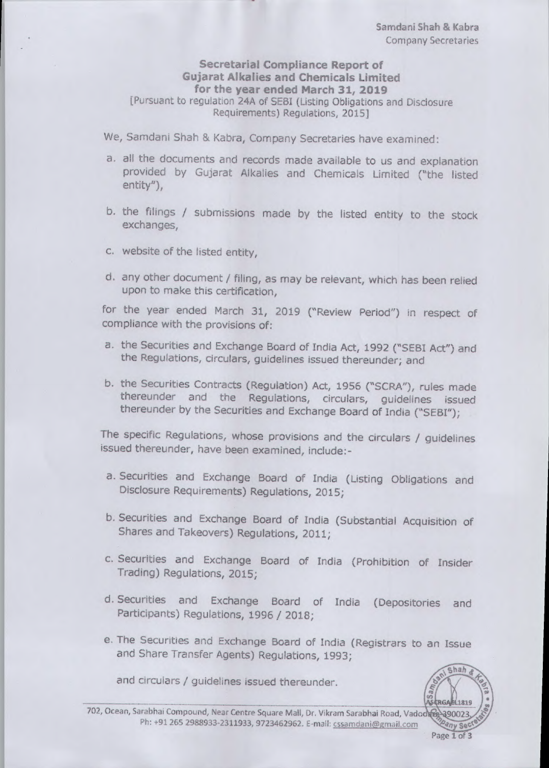Samdani Shah & Kabra
Company Secretaries

**Secretarial Compliance Report of**
**Gujarat Alkalies and Chemicals Limited**
**for the year ended March 31, 2019**
[Pursuant to regulation 24A of SEBI (Listing Obligations and Disclosure Requirements) Regulations, 2015]

We, Samdani Shah & Kabra, Company Secretaries have examined:

a. all the documents and records made available to us and explanation provided by Gujarat Alkalies and Chemicals Limited ("the listed entity"),

b. the filings / submissions made by the listed entity to the stock exchanges,

c. website of the listed entity,

d. any other document / filing, as may be relevant, which has been relied upon to make this certification,

for the year ended March 31, 2019 ("Review Period") in respect of compliance with the provisions of:

a. the Securities and Exchange Board of India Act, 1992 ("SEBI Act") and the Regulations, circulars, guidelines issued thereunder; and

b. the Securities Contracts (Regulation) Act, 1956 ("SCRA"), rules made thereunder and the Regulations, circulars, guidelines issued thereunder by the Securities and Exchange Board of India ("SEBI");

The specific Regulations, whose provisions and the circulars / guidelines issued thereunder, have been examined, include:-

a. Securities and Exchange Board of India (Listing Obligations and Disclosure Requirements) Regulations, 2015;

b. Securities and Exchange Board of India (Substantial Acquisition of Shares and Takeovers) Regulations, 2011;

c. Securities and Exchange Board of India (Prohibition of Insider Trading) Regulations, 2015;

d. Securities and Exchange Board of India (Depositories and Participants) Regulations, 1996 / 2018;

e. The Securities and Exchange Board of India (Registrars to an Issue and Share Transfer Agents) Regulations, 1993;

and circulars / guidelines issued thereunder.

702, Ocean, Sarabhai Compound, Near Centre Square Mall, Dr. Vikram Sarabhai Road, Vadodara-390023.
Ph: +91 265 2988933-2311933, 9723462962. E-mail: cssamdani@gmail.com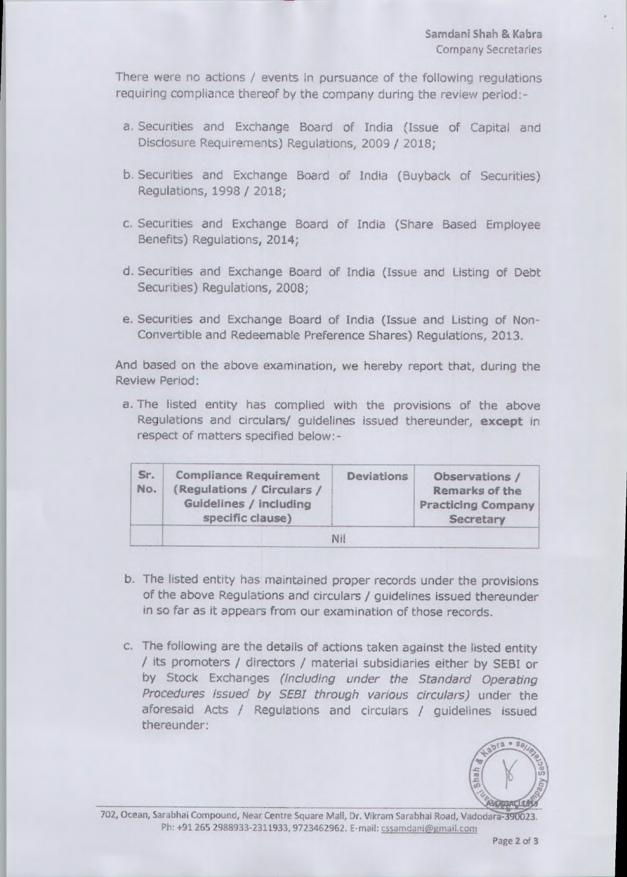There were no actions / events in pursuance of the following regulations requiring compliance thereof by the company during the review period:-

a. Securities and Exchange Board of India (Issue of Capital and Disclosure Requirements) Regulations, 2009 / 2018;

b. Securities and Exchange Board of India (Buyback of Securities) Regulations, 1998 / 2018;

c. Securities and Exchange Board of India (Share Based Employee Benefits) Regulations, 2014;

d. Securities and Exchange Board of India (Issue and Listing of Debt Securities) Regulations, 2008;

e. Securities and Exchange Board of India (Issue and Listing of Non-Convertible and Redeemable Preference Shares) Regulations, 2013.

And based on the above examination, we hereby report that, during the Review Period:

a. The listed entity has complied with the provisions of the above Regulations and circulars/ guidelines issued thereunder, **except** in respect of matters specified below:-

| Sr. No. | Compliance Requirement (Regulations / Circulars / Guidelines / including specific clause) | Deviations | Observations / Remarks of the Practicing Company Secretary |
| --- | --- | --- | --- |
| | Nil | | |

b. The listed entity has maintained proper records under the provisions of the above Regulations and circulars / guidelines issued thereunder in so far as it appears from our examination of those records.

c. The following are the details of actions taken against the listed entity / its promoters / directors / material subsidiaries either by SEBI or by Stock Exchanges *(including under the Standard Operating Procedures issued by SEBI through various circulars)* under the aforesaid Acts / Regulations and circulars / guidelines issued thereunder: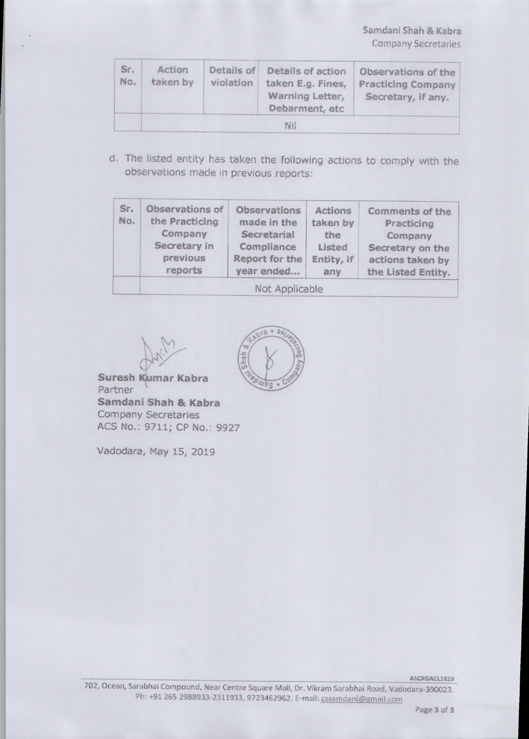| Sr. No. | Action taken by | Details of violation | Details of action taken E.g. Fines, Warning Letter, Debarment, etc | Observations of the Practicing Company Secretary, if any. |
|---|---|---|---|---|
| | Nil | | | |

d. The listed entity has taken the following actions to comply with the observations made in previous reports:

| Sr. No. | Observations of the Practicing Company Secretary in previous reports | Observations made in the Secretarial Compliance Report for the year ended... | Actions taken by the Listed Entity, if any | Comments of the Practicing Company Secretary on the actions taken by the Listed Entity. |
|---|---|---|---|---|
| | Not Applicable | | | |

**Suresh Kumar Kabra**
Partner
**Samdani Shah & Kabra**
Company Secretaries
ACS No.: 9711; CP No.: 9927

Vadodara, May 15, 2019

ASCRGACL1819

702, Ocean, Sarabhai Compound, Near Centre Square Mall, Dr. Vikram Sarabhai Road, Vadodara-390023.
Ph: +91 265 2988933-2311933, 9723462962. E-mail: cssamdani@gmail.com